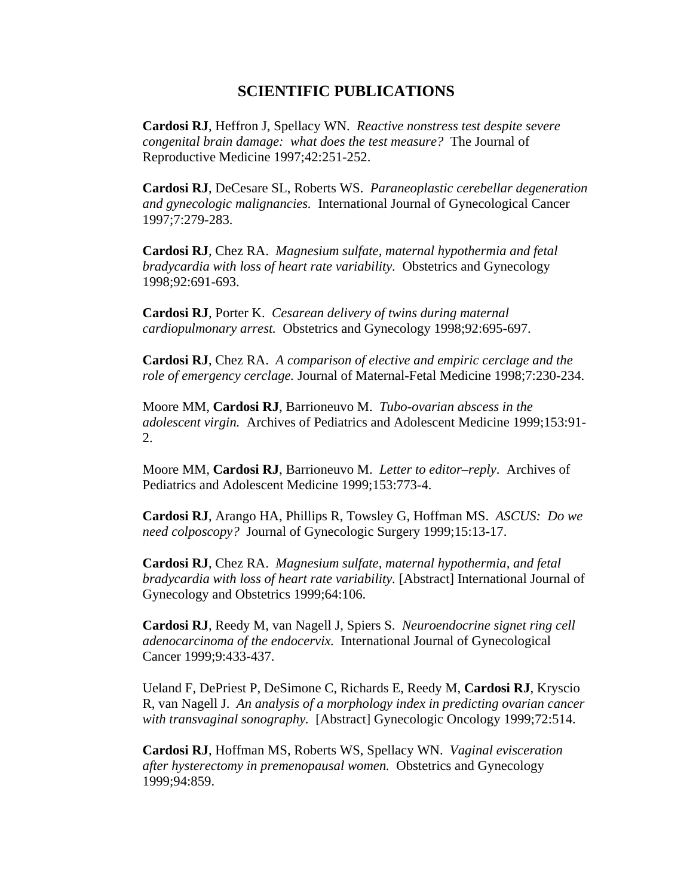# SCIENTIFIC PUBLICATIONS

**Cardosi RJ**, Heffron J, Spellacy WN. *Reactive nonstress test despite severe congenital brain damage: what does the test measure?* The Journal of Reproductive Medicine 1997;42:251-252.

**Cardosi RJ**, DeCesare SL, Roberts WS. *Paraneoplastic cerebellar degeneration and gynecologic malignancies.* International Journal of Gynecological Cancer 1997;7:279-283.

**Cardosi RJ**, Chez RA. *Magnesium sulfate, maternal hypothermia and fetal bradycardia with loss of heart rate variability.* Obstetrics and Gynecology 1998;92:691-693.

**Cardosi RJ**, Porter K. *Cesarean delivery of twins during maternal cardiopulmonary arrest.* Obstetrics and Gynecology 1998;92:695-697.

**Cardosi RJ**, Chez RA. *A comparison of elective and empiric cerclage and the role of emergency cerclage.* Journal of Maternal-Fetal Medicine 1998;7:230-234.

Moore MM, **Cardosi RJ**, Barrioneuvo M. *Tubo-ovarian abscess in the adolescent virgin.* Archives of Pediatrics and Adolescent Medicine 1999;153:91-2.

Moore MM, **Cardosi RJ**, Barrioneuvo M. *Letter to editor–reply*. Archives of Pediatrics and Adolescent Medicine 1999;153:773-4.

**Cardosi RJ**, Arango HA, Phillips R, Towsley G, Hoffman MS. *ASCUS: Do we need colposcopy?* Journal of Gynecologic Surgery 1999;15:13-17.

**Cardosi RJ**, Chez RA. *Magnesium sulfate, maternal hypothermia, and fetal bradycardia with loss of heart rate variability.* [Abstract] International Journal of Gynecology and Obstetrics 1999;64:106.

**Cardosi RJ**, Reedy M, van Nagell J, Spiers S. *Neuroendocrine signet ring cell adenocarcinoma of the endocervix.* International Journal of Gynecological Cancer 1999;9:433-437.

Ueland F, DePriest P, DeSimone C, Richards E, Reedy M, **Cardosi RJ**, Kryscio R, van Nagell J. *An analysis of a morphology index in predicting ovarian cancer with transvaginal sonography.* [Abstract] Gynecologic Oncology 1999;72:514.

**Cardosi RJ**, Hoffman MS, Roberts WS, Spellacy WN. *Vaginal evisceration after hysterectomy in premenopausal women.* Obstetrics and Gynecology 1999;94:859.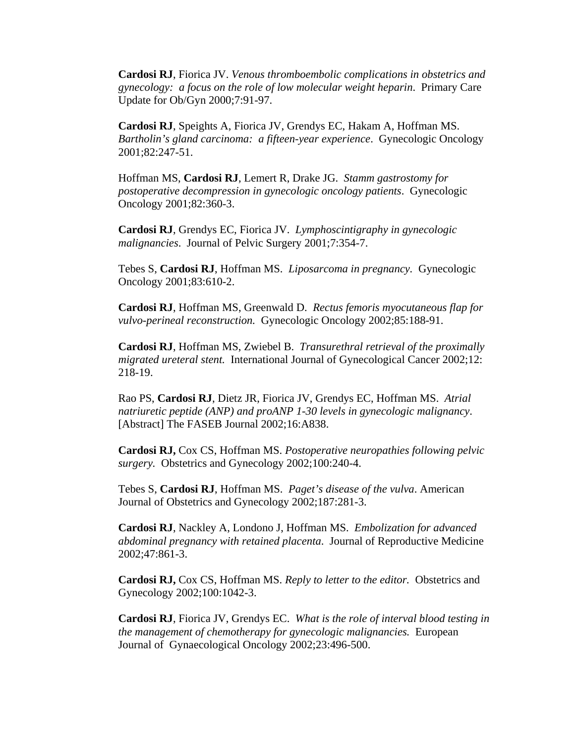**Cardosi RJ**, Fiorica JV. *Venous thromboembolic complications in obstetrics and gynecology: a focus on the role of low molecular weight heparin*. Primary Care Update for Ob/Gyn 2000;7:91-97.

**Cardosi RJ**, Speights A, Fiorica JV, Grendys EC, Hakam A, Hoffman MS. *Bartholin's gland carcinoma: a fifteen-year experience*. Gynecologic Oncology 2001;82:247-51.

Hoffman MS, **Cardosi RJ**, Lemert R, Drake JG. *Stamm gastrostomy for postoperative decompression in gynecologic oncology patients*. Gynecologic Oncology 2001;82:360-3.

**Cardosi RJ**, Grendys EC, Fiorica JV. *Lymphoscintigraphy in gynecologic malignancies*. Journal of Pelvic Surgery 2001;7:354-7.

Tebes S, **Cardosi RJ**, Hoffman MS. *Liposarcoma in pregnancy*. Gynecologic Oncology 2001;83:610-2.

**Cardosi RJ**, Hoffman MS, Greenwald D. *Rectus femoris myocutaneous flap for vulvo-perineal reconstruction.* Gynecologic Oncology 2002;85:188-91.

**Cardosi RJ**, Hoffman MS, Zwiebel B. *Transurethral retrieval of the proximally migrated ureteral stent.* International Journal of Gynecological Cancer 2002;12: 218-19.

Rao PS, **Cardosi RJ**, Dietz JR, Fiorica JV, Grendys EC, Hoffman MS. *Atrial natriuretic peptide (ANP) and proANP 1-30 levels in gynecologic malignancy*. [Abstract] The FASEB Journal 2002;16:A838.

**Cardosi RJ,** Cox CS, Hoffman MS. *Postoperative neuropathies following pelvic surgery.* Obstetrics and Gynecology 2002;100:240-4.

Tebes S, **Cardosi RJ**, Hoffman MS. *Paget's disease of the vulva*. American Journal of Obstetrics and Gynecology 2002;187:281-3.

**Cardosi RJ**, Nackley A, Londono J, Hoffman MS. *Embolization for advanced abdominal pregnancy with retained placenta*. Journal of Reproductive Medicine 2002;47:861-3.

**Cardosi RJ,** Cox CS, Hoffman MS. *Reply to letter to the editor.* Obstetrics and Gynecology 2002;100:1042-3.

**Cardosi RJ**, Fiorica JV, Grendys EC. *What is the role of interval blood testing in the management of chemotherapy for gynecologic malignancies.* European Journal of Gynaecological Oncology 2002;23:496-500.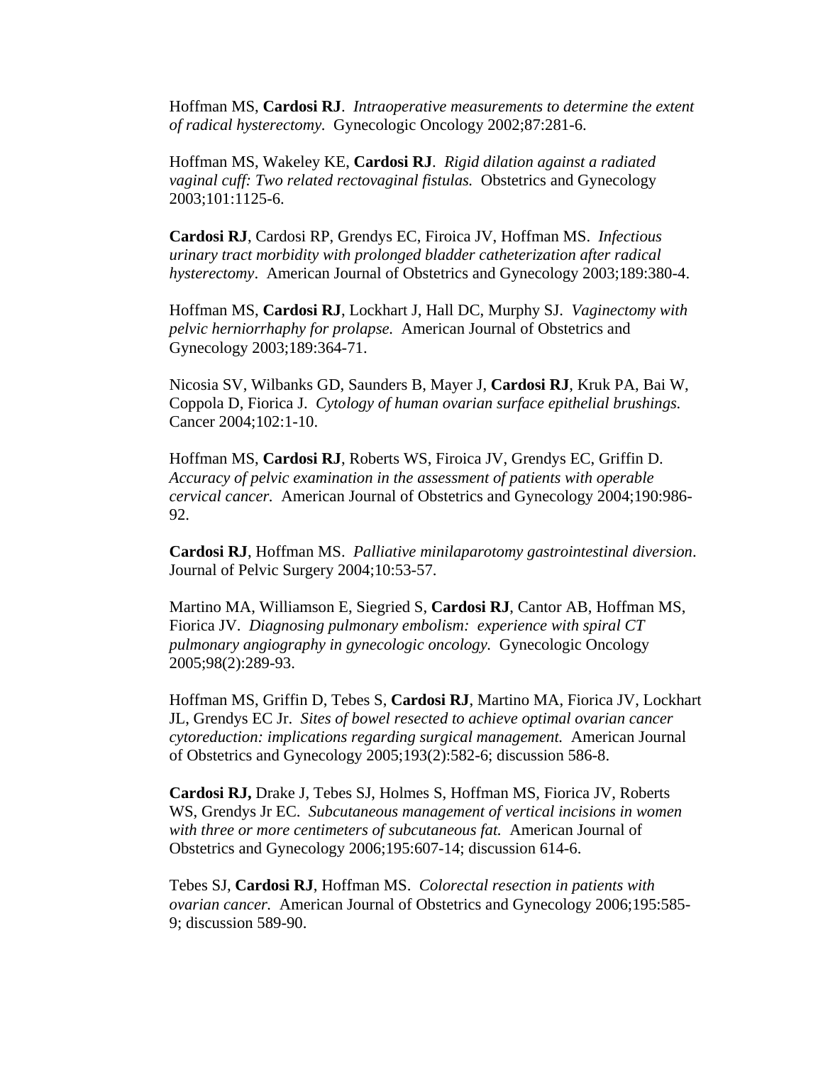Hoffman MS, **Cardosi RJ**. *Intraoperative measurements to determine the extent of radical hysterectomy.* Gynecologic Oncology 2002;87:281-6.

Hoffman MS, Wakeley KE, **Cardosi RJ**. *Rigid dilation against a radiated vaginal cuff: Two related rectovaginal fistulas.* Obstetrics and Gynecology 2003;101:1125-6.

**Cardosi RJ**, Cardosi RP, Grendys EC, Firoica JV, Hoffman MS. *Infectious urinary tract morbidity with prolonged bladder catheterization after radical hysterectomy*. American Journal of Obstetrics and Gynecology 2003;189:380-4.

Hoffman MS, **Cardosi RJ**, Lockhart J, Hall DC, Murphy SJ. *Vaginectomy with pelvic herniorrhaphy for prolapse.* American Journal of Obstetrics and Gynecology 2003;189:364-71.

Nicosia SV, Wilbanks GD, Saunders B, Mayer J, **Cardosi RJ**, Kruk PA, Bai W, Coppola D, Fiorica J. *Cytology of human ovarian surface epithelial brushings.* Cancer 2004;102:1-10.

Hoffman MS, **Cardosi RJ**, Roberts WS, Firoica JV, Grendys EC, Griffin D. *Accuracy of pelvic examination in the assessment of patients with operable cervical cancer.* American Journal of Obstetrics and Gynecology 2004;190:986-92.

**Cardosi RJ**, Hoffman MS. *Palliative minilaparotomy gastrointestinal diversion*. Journal of Pelvic Surgery 2004;10:53-57.

Martino MA, Williamson E, Siegried S, **Cardosi RJ**, Cantor AB, Hoffman MS, Fiorica JV. *Diagnosing pulmonary embolism: experience with spiral CT pulmonary angiography in gynecologic oncology.* Gynecologic Oncology 2005;98(2):289-93.

Hoffman MS, Griffin D, Tebes S, **Cardosi RJ**, Martino MA, Fiorica JV, Lockhart JL, Grendys EC Jr. *Sites of bowel resected to achieve optimal ovarian cancer cytoreduction: implications regarding surgical management.* American Journal of Obstetrics and Gynecology 2005;193(2):582-6; discussion 586-8.

**Cardosi RJ,** Drake J, Tebes SJ, Holmes S, Hoffman MS, Fiorica JV, Roberts WS, Grendys Jr EC. *Subcutaneous management of vertical incisions in women with three or more centimeters of subcutaneous fat.* American Journal of Obstetrics and Gynecology 2006;195:607-14; discussion 614-6.

Tebes SJ, **Cardosi RJ**, Hoffman MS. *Colorectal resection in patients with ovarian cancer.* American Journal of Obstetrics and Gynecology 2006;195:585-9; discussion 589-90.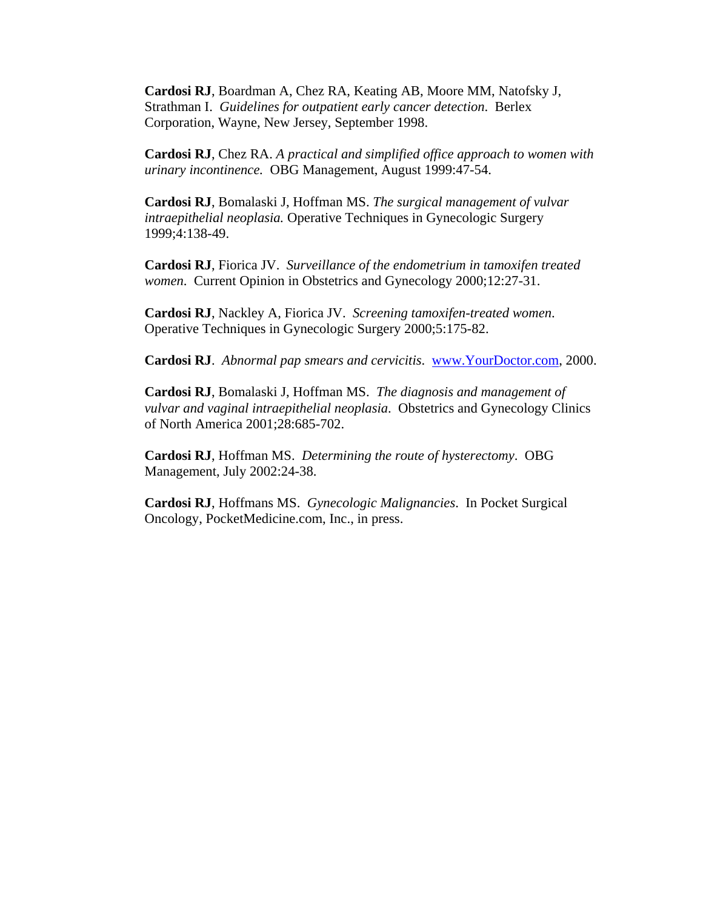**Cardosi RJ**, Boardman A, Chez RA, Keating AB, Moore MM, Natofsky J, Strathman I. *Guidelines for outpatient early cancer detection.* Berlex Corporation, Wayne, New Jersey, September 1998.

**Cardosi RJ**, Chez RA. *A practical and simplified office approach to women with urinary incontinence.* OBG Management, August 1999:47-54.

**Cardosi RJ**, Bomalaski J, Hoffman MS. *The surgical management of vulvar intraepithelial neoplasia.* Operative Techniques in Gynecologic Surgery 1999;4:138-49.

**Cardosi RJ**, Fiorica JV. *Surveillance of the endometrium in tamoxifen treated women.* Current Opinion in Obstetrics and Gynecology 2000;12:27-31.

**Cardosi RJ**, Nackley A, Fiorica JV. *Screening tamoxifen-treated women.* Operative Techniques in Gynecologic Surgery 2000;5:175-82.

**Cardosi RJ**. *Abnormal pap smears and cervicitis.* [www.YourDoctor.com](http://www.YourDoctor.com), 2000.

**Cardosi RJ**, Bomalaski J, Hoffman MS. *The diagnosis and management of vulvar and vaginal intraepithelial neoplasia.* Obstetrics and Gynecology Clinics of North America 2001;28:685-702.

**Cardosi RJ**, Hoffman MS. *Determining the route of hysterectomy.* OBG Management, July 2002:24-38.

**Cardosi RJ**, Hoffmans MS. *Gynecologic Malignancies.* In Pocket Surgical Oncology, PocketMedicine.com, Inc., in press.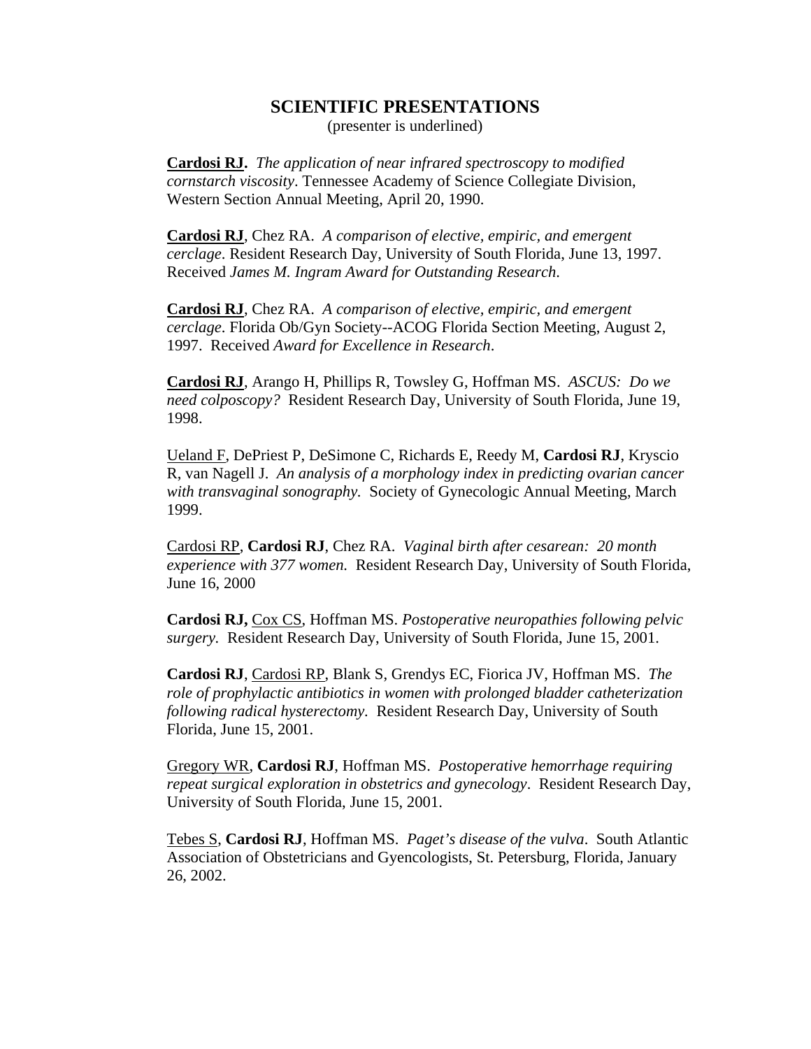## SCIENTIFIC PRESENTATIONS

(presenter is underlined)

<u>**Cardosi RJ.**</u> *The application of near infrared spectroscopy to modified cornstarch viscosity*. Tennessee Academy of Science Collegiate Division, Western Section Annual Meeting, April 20, 1990.

<u>**Cardosi RJ**</u>, Chez RA. *A comparison of elective, empiric, and emergent cerclage*. Resident Research Day, University of South Florida, June 13, 1997. Received *James M. Ingram Award for Outstanding Research*.

<u>**Cardosi RJ**</u>, Chez RA. *A comparison of elective, empiric, and emergent cerclage*. Florida Ob/Gyn Society--ACOG Florida Section Meeting, August 2, 1997. Received *Award for Excellence in Research*.

<u>**Cardosi RJ**</u>, Arango H, Phillips R, Towsley G, Hoffman MS. *ASCUS: Do we need colposcopy?* Resident Research Day, University of South Florida, June 19, 1998.

<u>Ueland F</u>, DePriest P, DeSimone C, Richards E, Reedy M, **Cardosi RJ**, Kryscio R, van Nagell J. *An analysis of a morphology index in predicting ovarian cancer with transvaginal sonography.* Society of Gynecologic Annual Meeting, March 1999.

<u>Cardosi RP</u>, **Cardosi RJ**, Chez RA. *Vaginal birth after cesarean: 20 month experience with 377 women.* Resident Research Day, University of South Florida, June 16, 2000

**Cardosi RJ,** <u>Cox CS</u>, Hoffman MS. *Postoperative neuropathies following pelvic surgery.* Resident Research Day, University of South Florida, June 15, 2001.

**Cardosi RJ**, <u>Cardosi RP</u>, Blank S, Grendys EC, Fiorica JV, Hoffman MS. *The role of prophylactic antibiotics in women with prolonged bladder catheterization following radical hysterectomy.* Resident Research Day, University of South Florida, June 15, 2001.

<u>Gregory WR</u>, **Cardosi RJ**, Hoffman MS. *Postoperative hemorrhage requiring repeat surgical exploration in obstetrics and gynecology*. Resident Research Day, University of South Florida, June 15, 2001.

<u>Tebes S</u>, **Cardosi RJ**, Hoffman MS. *Paget's disease of the vulva*. South Atlantic Association of Obstetricians and Gyencologists, St. Petersburg, Florida, January 26, 2002.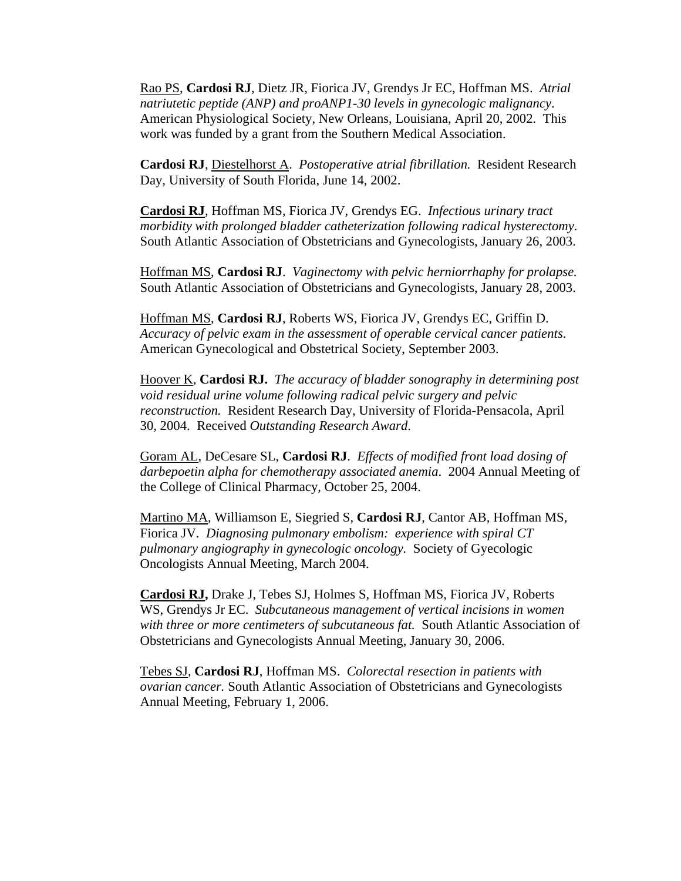<u>Rao PS</u>, **Cardosi RJ**, Dietz JR, Fiorica JV, Grendys Jr EC, Hoffman MS. *Atrial natriutetic peptide (ANP) and proANP1-30 levels in gynecologic malignancy*. American Physiological Society, New Orleans, Louisiana, April 20, 2002. This work was funded by a grant from the Southern Medical Association.

**Cardosi RJ**, <u>Diestelhorst A</u>. *Postoperative atrial fibrillation.* Resident Research Day, University of South Florida, June 14, 2002.

<u>**Cardosi RJ**</u>, Hoffman MS, Fiorica JV, Grendys EG. *Infectious urinary tract morbidity with prolonged bladder catheterization following radical hysterectomy*. South Atlantic Association of Obstetricians and Gynecologists, January 26, 2003.

<u>Hoffman MS</u>, **Cardosi RJ**. *Vaginectomy with pelvic herniorrhaphy for prolapse.* South Atlantic Association of Obstetricians and Gynecologists, January 28, 2003.

<u>Hoffman MS</u>, **Cardosi RJ**, Roberts WS, Fiorica JV, Grendys EC, Griffin D. *Accuracy of pelvic exam in the assessment of operable cervical cancer patients*. American Gynecological and Obstetrical Society, September 2003.

<u>Hoover K</u>, **Cardosi RJ.** *The accuracy of bladder sonography in determining post void residual urine volume following radical pelvic surgery and pelvic reconstruction.* Resident Research Day, University of Florida-Pensacola, April 30, 2004. Received *Outstanding Research Award*.

<u>Goram AL</u>, DeCesare SL, **Cardosi RJ**. *Effects of modified front load dosing of darbepoetin alpha for chemotherapy associated anemia*. 2004 Annual Meeting of the College of Clinical Pharmacy, October 25, 2004.

<u>Martino MA</u>, Williamson E, Siegried S, **Cardosi RJ**, Cantor AB, Hoffman MS, Fiorica JV. *Diagnosing pulmonary embolism: experience with spiral CT pulmonary angiography in gynecologic oncology.* Society of Gyecologic Oncologists Annual Meeting, March 2004.

<u>**Cardosi RJ,**</u> Drake J, Tebes SJ, Holmes S, Hoffman MS, Fiorica JV, Roberts WS, Grendys Jr EC. *Subcutaneous management of vertical incisions in women with three or more centimeters of subcutaneous fat.* South Atlantic Association of Obstetricians and Gynecologists Annual Meeting, January 30, 2006.

<u>Tebes SJ</u>, **Cardosi RJ**, Hoffman MS. *Colorectal resection in patients with ovarian cancer.* South Atlantic Association of Obstetricians and Gynecologists Annual Meeting, February 1, 2006.